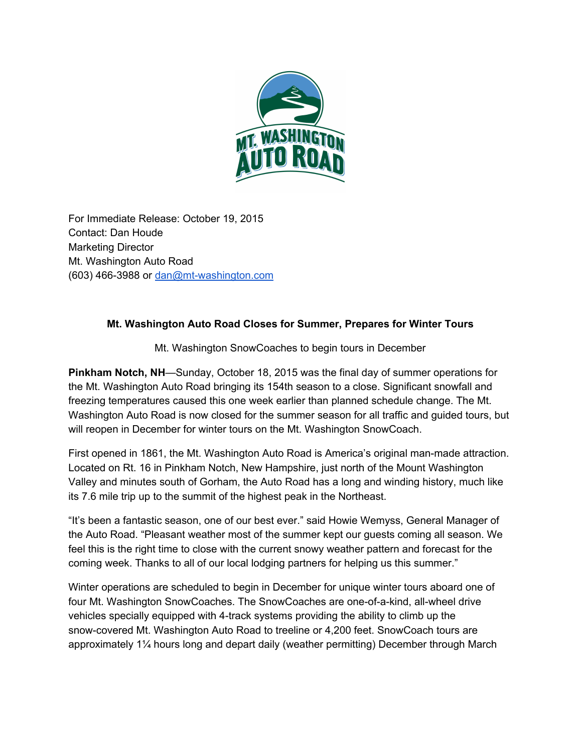For Immediate Release: October 19, 2015
Contact: Dan Houde
Marketing Director
Mt. Washington Auto Road
(603) 466-3988 or dan@mt-washington.com

**Mt. Washington Auto Road Closes for Summer, Prepares for Winter Tours**

Mt. Washington SnowCoaches to begin tours in December

**Pinkham Notch, NH**—Sunday, October 18, 2015 was the final day of summer operations for the Mt. Washington Auto Road bringing its 154th season to a close. Significant snowfall and freezing temperatures caused this one week earlier than planned schedule change. The Mt. Washington Auto Road is now closed for the summer season for all traffic and guided tours, but will reopen in December for winter tours on the Mt. Washington SnowCoach.

First opened in 1861, the Mt. Washington Auto Road is America's original man-made attraction. Located on Rt. 16 in Pinkham Notch, New Hampshire, just north of the Mount Washington Valley and minutes south of Gorham, the Auto Road has a long and winding history, much like its 7.6 mile trip up to the summit of the highest peak in the Northeast.

"It's been a fantastic season, one of our best ever." said Howie Wemyss, General Manager of the Auto Road. "Pleasant weather most of the summer kept our guests coming all season. We feel this is the right time to close with the current snowy weather pattern and forecast for the coming week. Thanks to all of our local lodging partners for helping us this summer."

Winter operations are scheduled to begin in December for unique winter tours aboard one of four Mt. Washington SnowCoaches. The SnowCoaches are one-of-a-kind, all-wheel drive vehicles specially equipped with 4-track systems providing the ability to climb up the snow-covered Mt. Washington Auto Road to treeline or 4,200 feet. SnowCoach tours are approximately 1¼ hours long and depart daily (weather permitting) December through March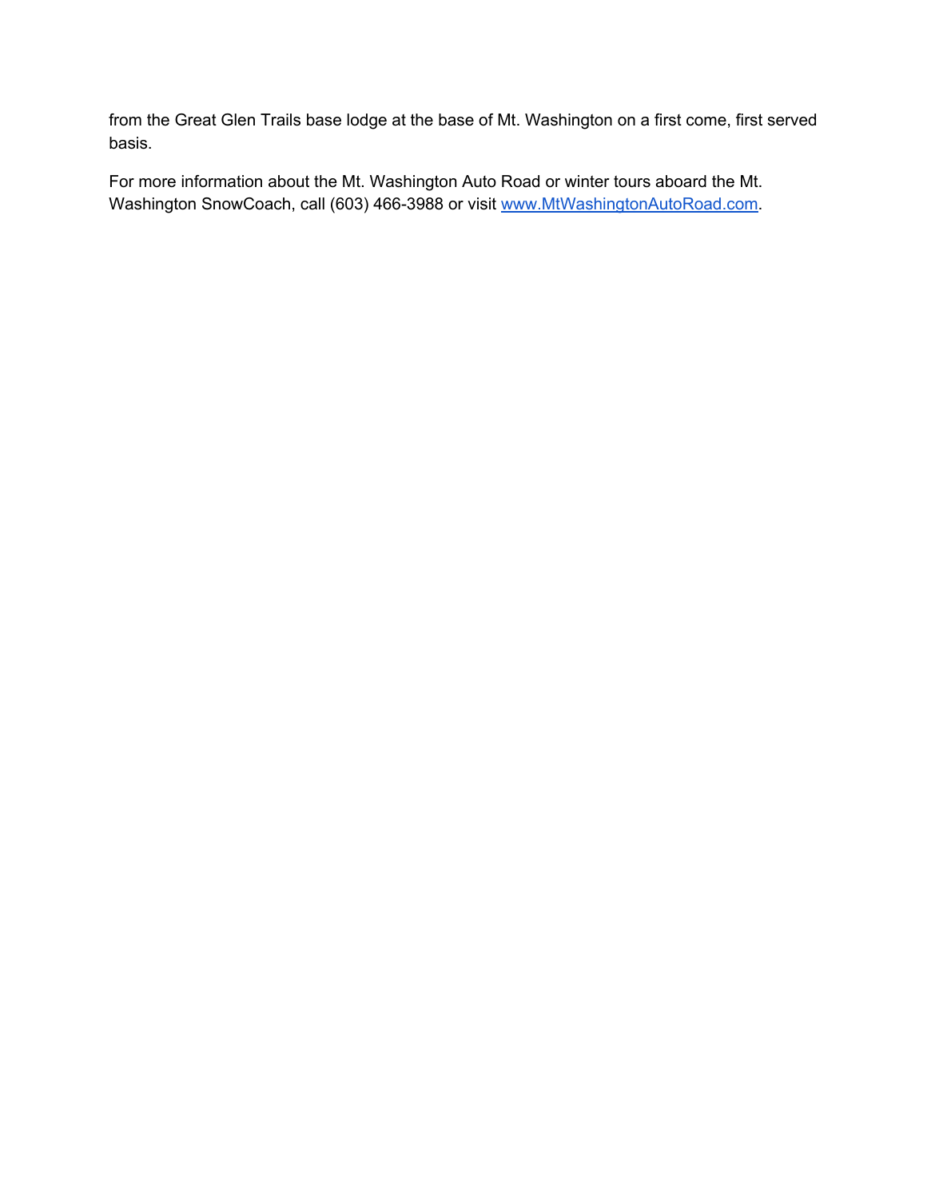from the Great Glen Trails base lodge at the base of Mt. Washington on a first come, first served basis.

For more information about the Mt. Washington Auto Road or winter tours aboard the Mt. Washington SnowCoach, call (603) 466-3988 or visit [www.MtWashingtonAutoRoad.com](http://www.MtWashingtonAutoRoad.com).